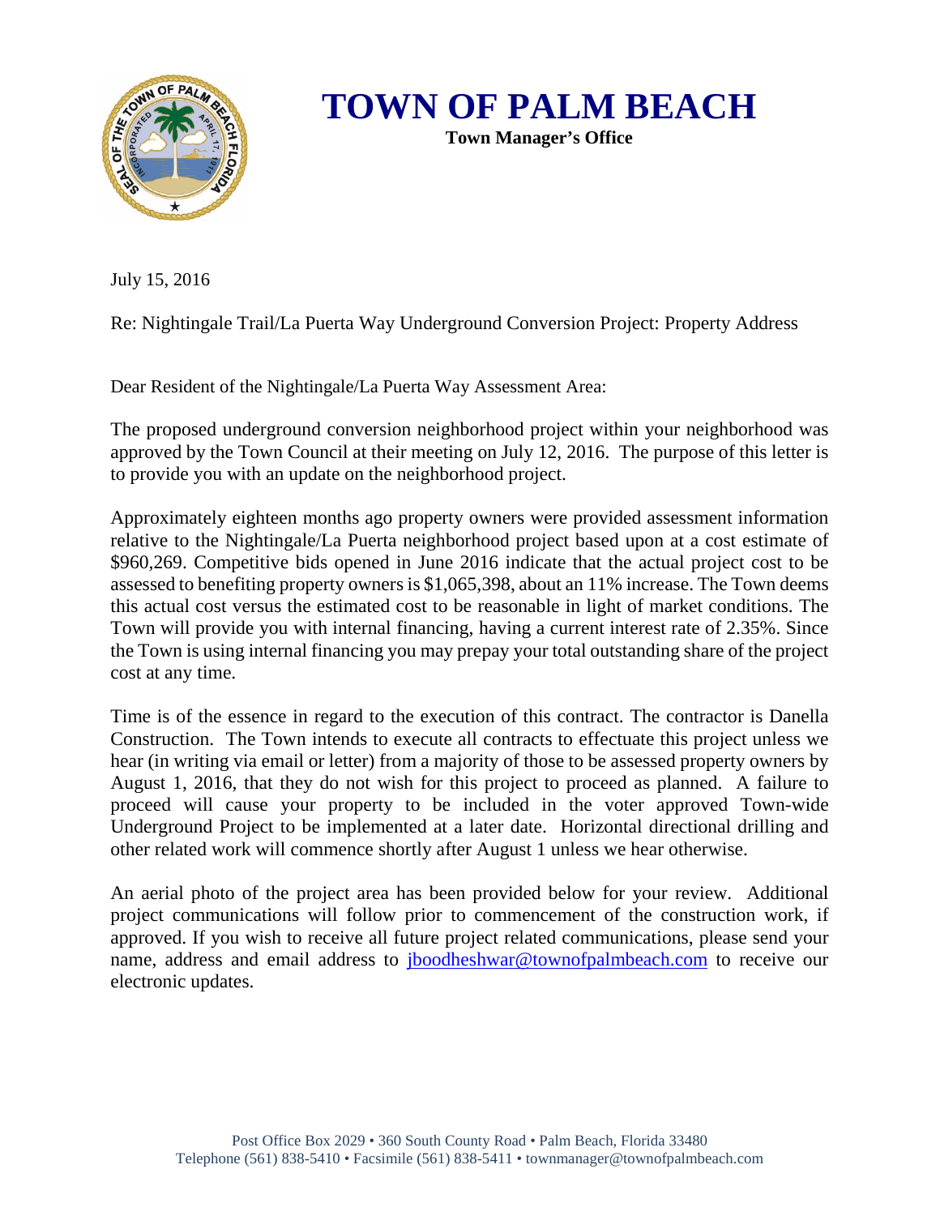# TOWN OF PALM BEACH

**Town Manager's Office**

July 15, 2016

Re: Nightingale Trail/La Puerta Way Underground Conversion Project: Property Address

Dear Resident of the Nightingale/La Puerta Way Assessment Area:

The proposed underground conversion neighborhood project within your neighborhood was approved by the Town Council at their meeting on July 12, 2016. The purpose of this letter is to provide you with an update on the neighborhood project.

Approximately eighteen months ago property owners were provided assessment information relative to the Nightingale/La Puerta neighborhood project based upon at a cost estimate of $960,269. Competitive bids opened in June 2016 indicate that the actual project cost to be assessed to benefiting property owners is $1,065,398, about an 11% increase. The Town deems this actual cost versus the estimated cost to be reasonable in light of market conditions. The Town will provide you with internal financing, having a current interest rate of 2.35%. Since the Town is using internal financing you may prepay your total outstanding share of the project cost at any time.

Time is of the essence in regard to the execution of this contract. The contractor is Danella Construction. The Town intends to execute all contracts to effectuate this project unless we hear (in writing via email or letter) from a majority of those to be assessed property owners by August 1, 2016, that they do not wish for this project to proceed as planned. A failure to proceed will cause your property to be included in the voter approved Town-wide Underground Project to be implemented at a later date. Horizontal directional drilling and other related work will commence shortly after August 1 unless we hear otherwise.

An aerial photo of the project area has been provided below for your review. Additional project communications will follow prior to commencement of the construction work, if approved. If you wish to receive all future project related communications, please send your name, address and email address to [jboodheshwar@townofpalmbeach.com](mailto:jboodheshwar@townofpalmbeach.com) to receive our electronic updates.

Post Office Box 2029 • 360 South County Road • Palm Beach, Florida 33480
Telephone (561) 838-5410 • Facsimile (561) 838-5411 • townmanager@townofpalmbeach.com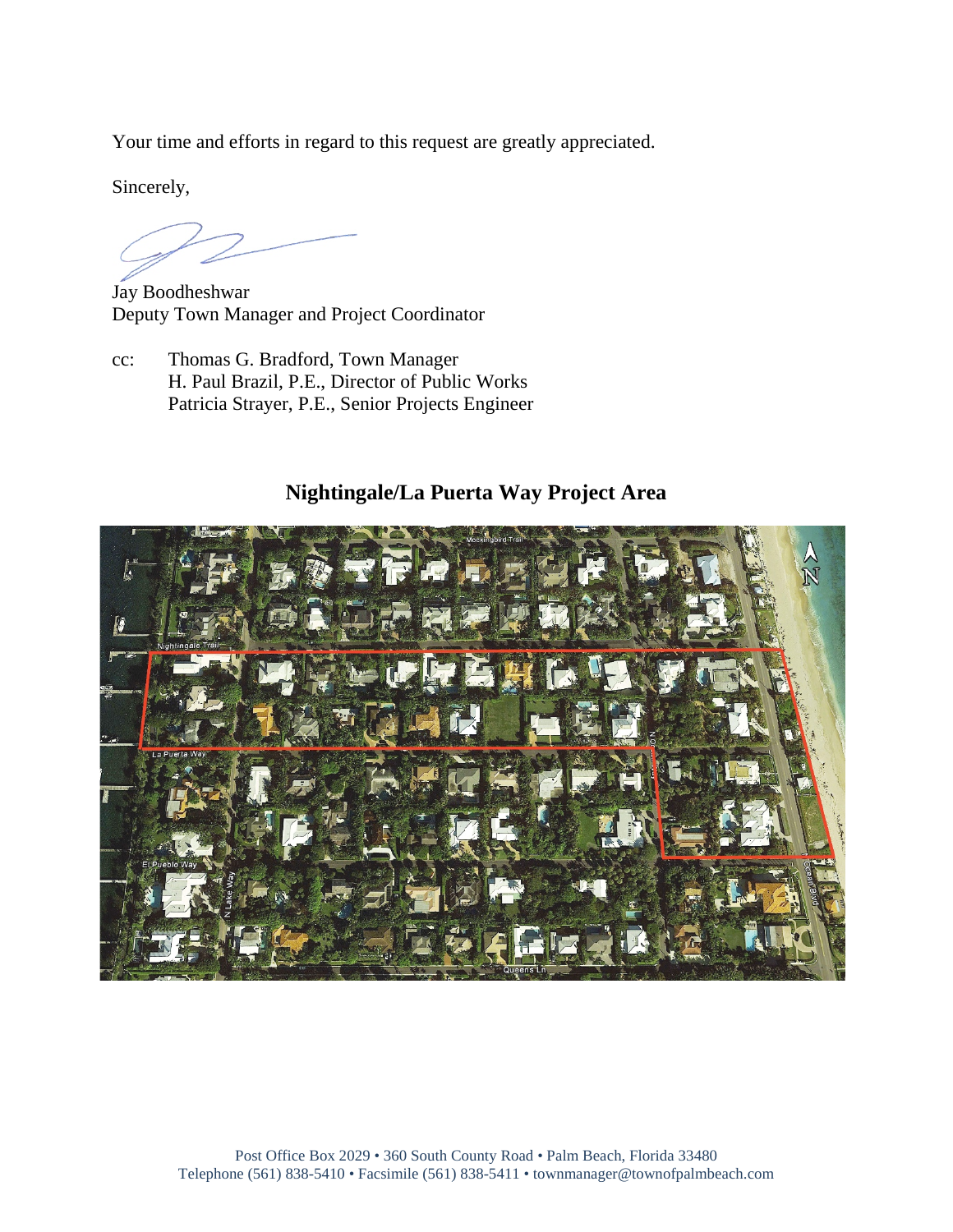Your time and efforts in regard to this request are greatly appreciated.

Sincerely,

Jay Boodheshwar
Deputy Town Manager and Project Coordinator

cc: Thomas G. Bradford, Town Manager
H. Paul Brazil, P.E., Director of Public Works
Patricia Strayer, P.E., Senior Projects Engineer

## Nightingale/La Puerta Way Project Area

Mockingbird Trail
Nightingale Trail
La Puerta Way
El Pueblo Way
N Lake Way
Queens Ln
Ocean Blvd
N

Post Office Box 2029 • 360 South County Road • Palm Beach, Florida 33480
Telephone (561) 838-5410 • Facsimile (561) 838-5411 • townmanager@townofpalmbeach.com